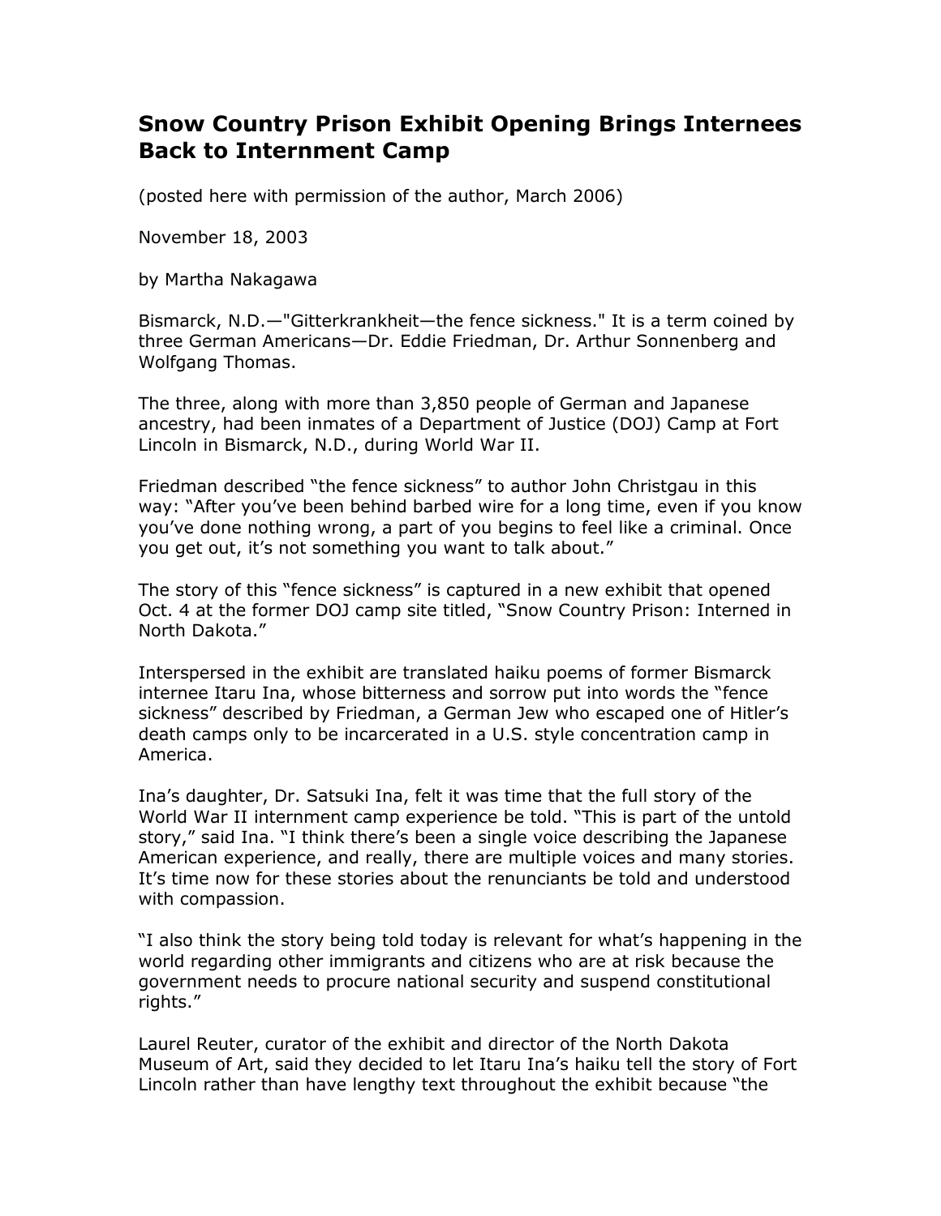# Snow Country Prison Exhibit Opening Brings Internees Back to Internment Camp

(posted here with permission of the author, March 2006)

November 18, 2003

by Martha Nakagawa

Bismarck, N.D.—"Gitterkrankheit—the fence sickness." It is a term coined by three German Americans—Dr. Eddie Friedman, Dr. Arthur Sonnenberg and Wolfgang Thomas.

The three, along with more than 3,850 people of German and Japanese ancestry, had been inmates of a Department of Justice (DOJ) Camp at Fort Lincoln in Bismarck, N.D., during World War II.

Friedman described "the fence sickness" to author John Christgau in this way: "After you've been behind barbed wire for a long time, even if you know you've done nothing wrong, a part of you begins to feel like a criminal. Once you get out, it's not something you want to talk about."

The story of this "fence sickness" is captured in a new exhibit that opened Oct. 4 at the former DOJ camp site titled, "Snow Country Prison: Interned in North Dakota."

Interspersed in the exhibit are translated haiku poems of former Bismarck internee Itaru Ina, whose bitterness and sorrow put into words the "fence sickness" described by Friedman, a German Jew who escaped one of Hitler's death camps only to be incarcerated in a U.S. style concentration camp in America.

Ina's daughter, Dr. Satsuki Ina, felt it was time that the full story of the World War II internment camp experience be told. "This is part of the untold story," said Ina. "I think there's been a single voice describing the Japanese American experience, and really, there are multiple voices and many stories. It's time now for these stories about the renunciants be told and understood with compassion.

"I also think the story being told today is relevant for what's happening in the world regarding other immigrants and citizens who are at risk because the government needs to procure national security and suspend constitutional rights."

Laurel Reuter, curator of the exhibit and director of the North Dakota Museum of Art, said they decided to let Itaru Ina's haiku tell the story of Fort Lincoln rather than have lengthy text throughout the exhibit because "the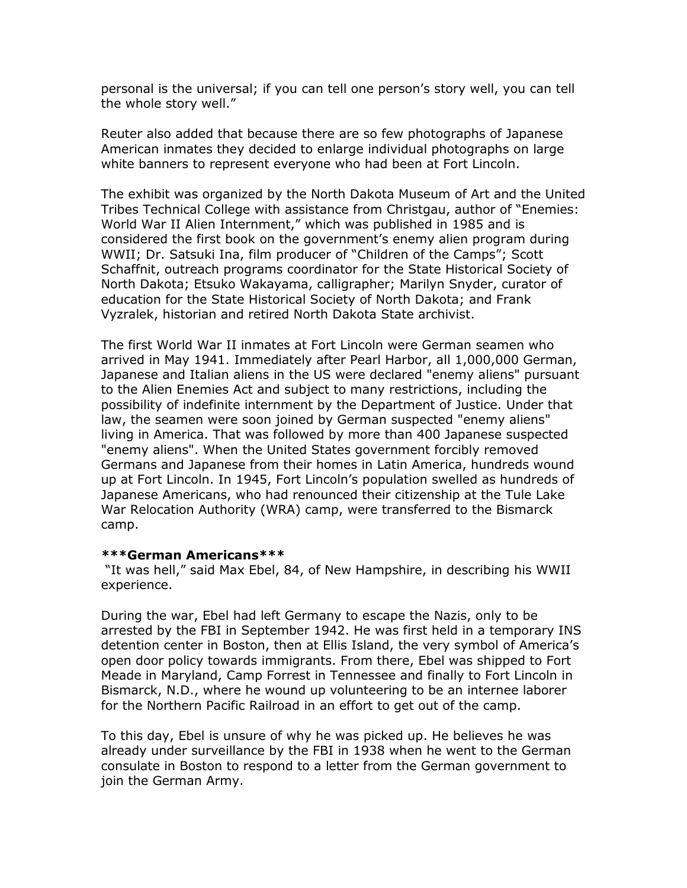personal is the universal; if you can tell one person's story well, you can tell the whole story well."

Reuter also added that because there are so few photographs of Japanese American inmates they decided to enlarge individual photographs on large white banners to represent everyone who had been at Fort Lincoln.

The exhibit was organized by the North Dakota Museum of Art and the United Tribes Technical College with assistance from Christgau, author of "Enemies: World War II Alien Internment," which was published in 1985 and is considered the first book on the government's enemy alien program during WWII; Dr. Satsuki Ina, film producer of "Children of the Camps"; Scott Schaffnit, outreach programs coordinator for the State Historical Society of North Dakota; Etsuko Wakayama, calligrapher; Marilyn Snyder, curator of education for the State Historical Society of North Dakota; and Frank Vyzralek, historian and retired North Dakota State archivist.

The first World War II inmates at Fort Lincoln were German seamen who arrived in May 1941. Immediately after Pearl Harbor, all 1,000,000 German, Japanese and Italian aliens in the US were declared "enemy aliens" pursuant to the Alien Enemies Act and subject to many restrictions, including the possibility of indefinite internment by the Department of Justice. Under that law, the seamen were soon joined by German suspected "enemy aliens" living in America. That was followed by more than 400 Japanese suspected "enemy aliens". When the United States government forcibly removed Germans and Japanese from their homes in Latin America, hundreds wound up at Fort Lincoln. In 1945, Fort Lincoln's population swelled as hundreds of Japanese Americans, who had renounced their citizenship at the Tule Lake War Relocation Authority (WRA) camp, were transferred to the Bismarck camp.

**\*\*\*German Americans\*\*\***

"It was hell," said Max Ebel, 84, of New Hampshire, in describing his WWII experience.

During the war, Ebel had left Germany to escape the Nazis, only to be arrested by the FBI in September 1942. He was first held in a temporary INS detention center in Boston, then at Ellis Island, the very symbol of America's open door policy towards immigrants. From there, Ebel was shipped to Fort Meade in Maryland, Camp Forrest in Tennessee and finally to Fort Lincoln in Bismarck, N.D., where he wound up volunteering to be an internee laborer for the Northern Pacific Railroad in an effort to get out of the camp.

To this day, Ebel is unsure of why he was picked up. He believes he was already under surveillance by the FBI in 1938 when he went to the German consulate in Boston to respond to a letter from the German government to join the German Army.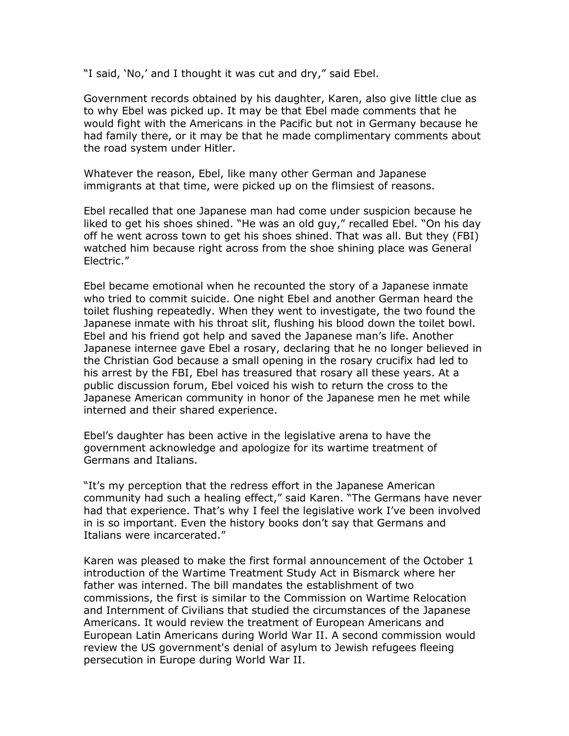"I said, 'No,' and I thought it was cut and dry," said Ebel.

Government records obtained by his daughter, Karen, also give little clue as to why Ebel was picked up. It may be that Ebel made comments that he would fight with the Americans in the Pacific but not in Germany because he had family there, or it may be that he made complimentary comments about the road system under Hitler.

Whatever the reason, Ebel, like many other German and Japanese immigrants at that time, were picked up on the flimsiest of reasons.

Ebel recalled that one Japanese man had come under suspicion because he liked to get his shoes shined. "He was an old guy," recalled Ebel. "On his day off he went across town to get his shoes shined. That was all. But they (FBI) watched him because right across from the shoe shining place was General Electric."

Ebel became emotional when he recounted the story of a Japanese inmate who tried to commit suicide. One night Ebel and another German heard the toilet flushing repeatedly. When they went to investigate, the two found the Japanese inmate with his throat slit, flushing his blood down the toilet bowl. Ebel and his friend got help and saved the Japanese man's life. Another Japanese internee gave Ebel a rosary, declaring that he no longer believed in the Christian God because a small opening in the rosary crucifix had led to his arrest by the FBI, Ebel has treasured that rosary all these years. At a public discussion forum, Ebel voiced his wish to return the cross to the Japanese American community in honor of the Japanese men he met while interned and their shared experience.

Ebel's daughter has been active in the legislative arena to have the government acknowledge and apologize for its wartime treatment of Germans and Italians.

"It's my perception that the redress effort in the Japanese American community had such a healing effect," said Karen. "The Germans have never had that experience. That's why I feel the legislative work I've been involved in is so important. Even the history books don't say that Germans and Italians were incarcerated."

Karen was pleased to make the first formal announcement of the October 1 introduction of the Wartime Treatment Study Act in Bismarck where her father was interned. The bill mandates the establishment of two commissions, the first is similar to the Commission on Wartime Relocation and Internment of Civilians that studied the circumstances of the Japanese Americans. It would review the treatment of European Americans and European Latin Americans during World War II. A second commission would review the US government's denial of asylum to Jewish refugees fleeing persecution in Europe during World War II.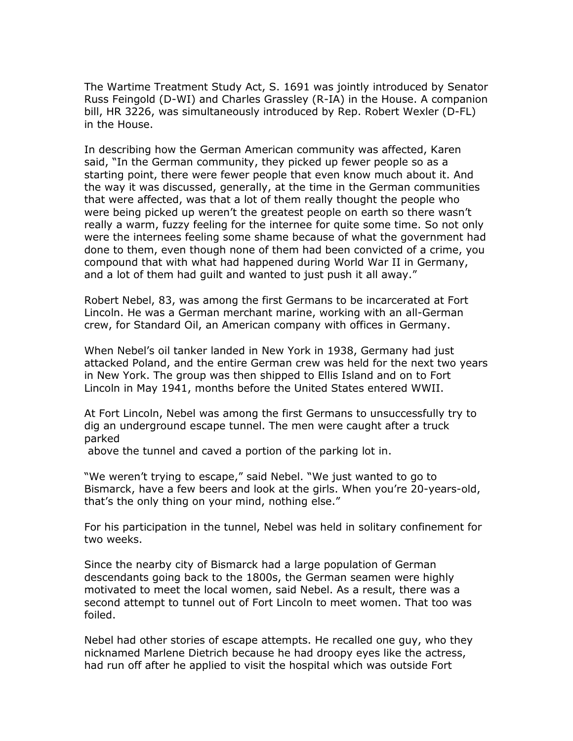The Wartime Treatment Study Act, S. 1691 was jointly introduced by Senator Russ Feingold (D-WI) and Charles Grassley (R-IA) in the House. A companion bill, HR 3226, was simultaneously introduced by Rep. Robert Wexler (D-FL) in the House.

In describing how the German American community was affected, Karen said, "In the German community, they picked up fewer people so as a starting point, there were fewer people that even know much about it. And the way it was discussed, generally, at the time in the German communities that were affected, was that a lot of them really thought the people who were being picked up weren't the greatest people on earth so there wasn't really a warm, fuzzy feeling for the internee for quite some time. So not only were the internees feeling some shame because of what the government had done to them, even though none of them had been convicted of a crime, you compound that with what had happened during World War II in Germany, and a lot of them had guilt and wanted to just push it all away."

Robert Nebel, 83, was among the first Germans to be incarcerated at Fort Lincoln. He was a German merchant marine, working with an all-German crew, for Standard Oil, an American company with offices in Germany.

When Nebel's oil tanker landed in New York in 1938, Germany had just attacked Poland, and the entire German crew was held for the next two years in New York. The group was then shipped to Ellis Island and on to Fort Lincoln in May 1941, months before the United States entered WWII.

At Fort Lincoln, Nebel was among the first Germans to unsuccessfully try to dig an underground escape tunnel. The men were caught after a truck parked above the tunnel and caved a portion of the parking lot in.

"We weren't trying to escape," said Nebel. "We just wanted to go to Bismarck, have a few beers and look at the girls. When you're 20-years-old, that's the only thing on your mind, nothing else."

For his participation in the tunnel, Nebel was held in solitary confinement for two weeks.

Since the nearby city of Bismarck had a large population of German descendants going back to the 1800s, the German seamen were highly motivated to meet the local women, said Nebel. As a result, there was a second attempt to tunnel out of Fort Lincoln to meet women. That too was foiled.

Nebel had other stories of escape attempts. He recalled one guy, who they nicknamed Marlene Dietrich because he had droopy eyes like the actress, had run off after he applied to visit the hospital which was outside Fort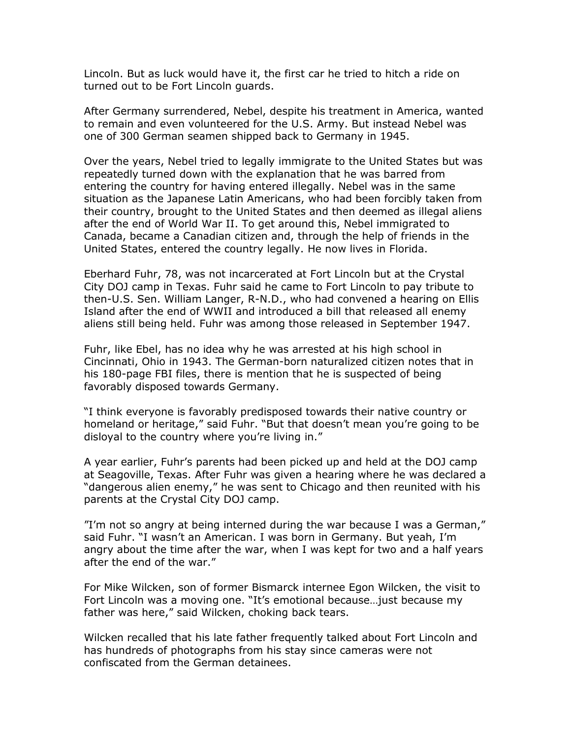Lincoln. But as luck would have it, the first car he tried to hitch a ride on turned out to be Fort Lincoln guards.

After Germany surrendered, Nebel, despite his treatment in America, wanted to remain and even volunteered for the U.S. Army. But instead Nebel was one of 300 German seamen shipped back to Germany in 1945.

Over the years, Nebel tried to legally immigrate to the United States but was repeatedly turned down with the explanation that he was barred from entering the country for having entered illegally. Nebel was in the same situation as the Japanese Latin Americans, who had been forcibly taken from their country, brought to the United States and then deemed as illegal aliens after the end of World War II. To get around this, Nebel immigrated to Canada, became a Canadian citizen and, through the help of friends in the United States, entered the country legally. He now lives in Florida.

Eberhard Fuhr, 78, was not incarcerated at Fort Lincoln but at the Crystal City DOJ camp in Texas. Fuhr said he came to Fort Lincoln to pay tribute to then-U.S. Sen. William Langer, R-N.D., who had convened a hearing on Ellis Island after the end of WWII and introduced a bill that released all enemy aliens still being held. Fuhr was among those released in September 1947.

Fuhr, like Ebel, has no idea why he was arrested at his high school in Cincinnati, Ohio in 1943. The German-born naturalized citizen notes that in his 180-page FBI files, there is mention that he is suspected of being favorably disposed towards Germany.

"I think everyone is favorably predisposed towards their native country or homeland or heritage," said Fuhr. "But that doesn't mean you're going to be disloyal to the country where you're living in."

A year earlier, Fuhr's parents had been picked up and held at the DOJ camp at Seagoville, Texas. After Fuhr was given a hearing where he was declared a "dangerous alien enemy," he was sent to Chicago and then reunited with his parents at the Crystal City DOJ camp.

"I'm not so angry at being interned during the war because I was a German," said Fuhr. "I wasn't an American. I was born in Germany. But yeah, I'm angry about the time after the war, when I was kept for two and a half years after the end of the war."

For Mike Wilcken, son of former Bismarck internee Egon Wilcken, the visit to Fort Lincoln was a moving one. "It's emotional because…just because my father was here," said Wilcken, choking back tears.

Wilcken recalled that his late father frequently talked about Fort Lincoln and has hundreds of photographs from his stay since cameras were not confiscated from the German detainees.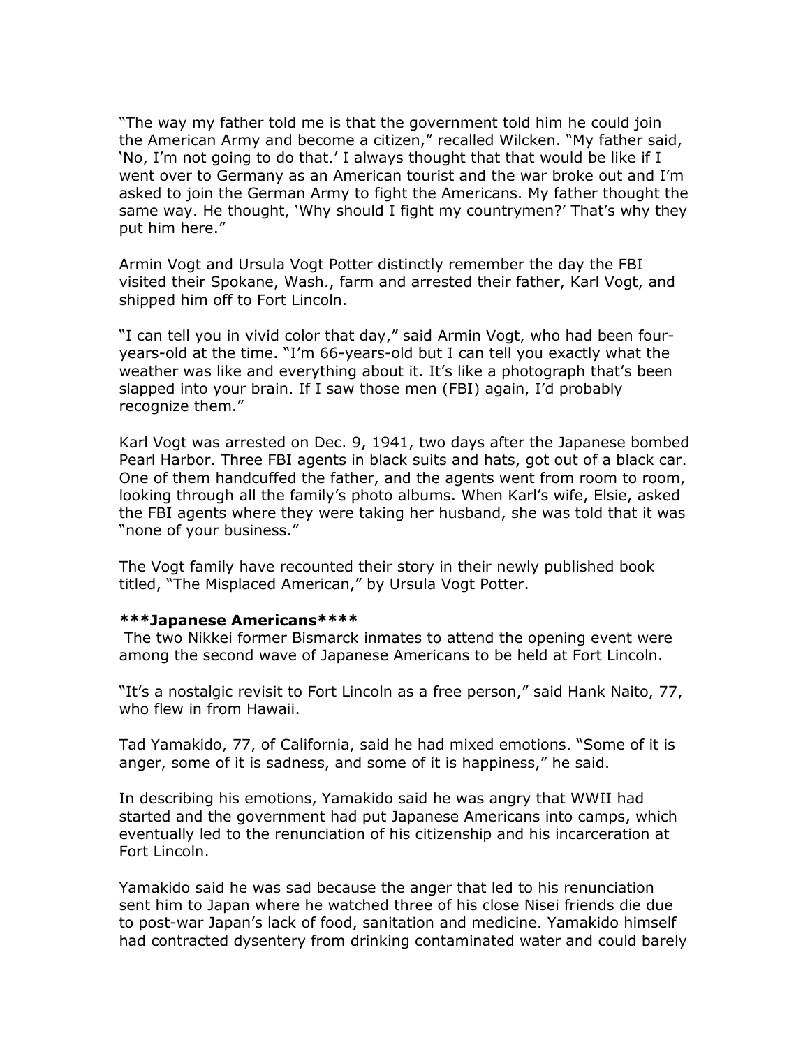"The way my father told me is that the government told him he could join the American Army and become a citizen," recalled Wilcken. "My father said, 'No, I'm not going to do that.' I always thought that that would be like if I went over to Germany as an American tourist and the war broke out and I'm asked to join the German Army to fight the Americans. My father thought the same way. He thought, 'Why should I fight my countrymen?' That's why they put him here."

Armin Vogt and Ursula Vogt Potter distinctly remember the day the FBI visited their Spokane, Wash., farm and arrested their father, Karl Vogt, and shipped him off to Fort Lincoln.

"I can tell you in vivid color that day," said Armin Vogt, who had been four-years-old at the time. "I'm 66-years-old but I can tell you exactly what the weather was like and everything about it. It's like a photograph that's been slapped into your brain. If I saw those men (FBI) again, I'd probably recognize them."

Karl Vogt was arrested on Dec. 9, 1941, two days after the Japanese bombed Pearl Harbor. Three FBI agents in black suits and hats, got out of a black car. One of them handcuffed the father, and the agents went from room to room, looking through all the family's photo albums. When Karl's wife, Elsie, asked the FBI agents where they were taking her husband, she was told that it was "none of your business."

The Vogt family have recounted their story in their newly published book titled, "The Misplaced American," by Ursula Vogt Potter.

**\*\*\*Japanese Americans\*\*\*\***

The two Nikkei former Bismarck inmates to attend the opening event were among the second wave of Japanese Americans to be held at Fort Lincoln.

"It's a nostalgic revisit to Fort Lincoln as a free person," said Hank Naito, 77, who flew in from Hawaii.

Tad Yamakido, 77, of California, said he had mixed emotions. "Some of it is anger, some of it is sadness, and some of it is happiness," he said.

In describing his emotions, Yamakido said he was angry that WWII had started and the government had put Japanese Americans into camps, which eventually led to the renunciation of his citizenship and his incarceration at Fort Lincoln.

Yamakido said he was sad because the anger that led to his renunciation sent him to Japan where he watched three of his close Nisei friends die due to post-war Japan's lack of food, sanitation and medicine. Yamakido himself had contracted dysentery from drinking contaminated water and could barely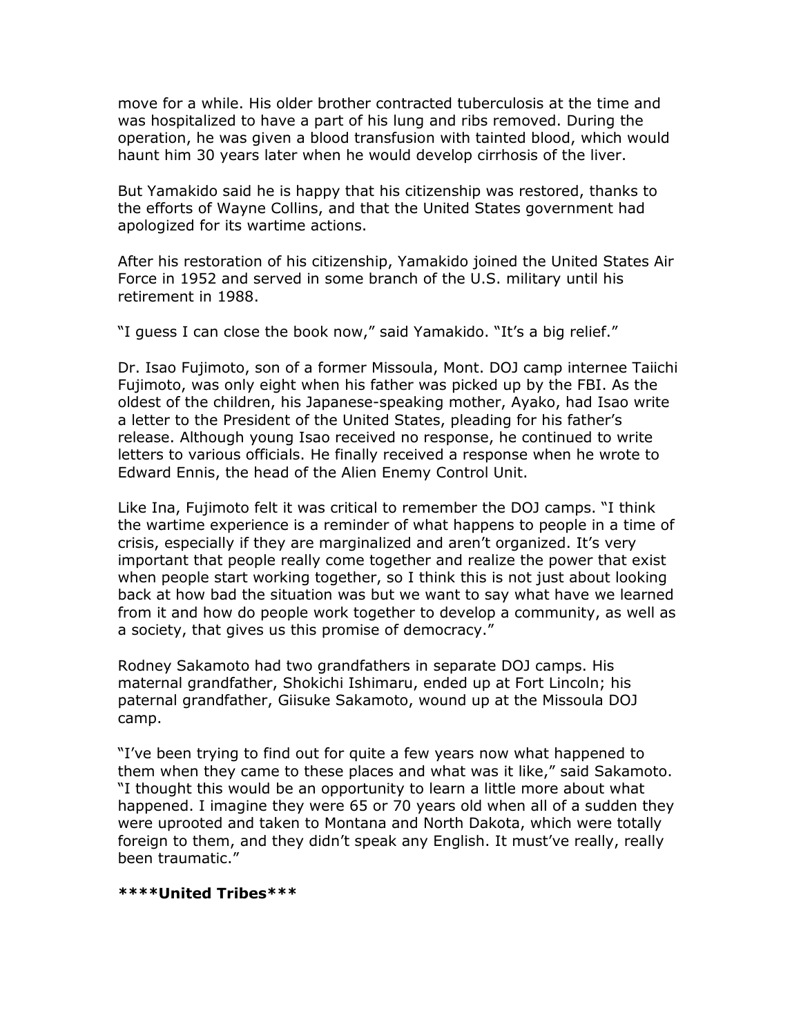move for a while. His older brother contracted tuberculosis at the time and was hospitalized to have a part of his lung and ribs removed. During the operation, he was given a blood transfusion with tainted blood, which would haunt him 30 years later when he would develop cirrhosis of the liver.

But Yamakido said he is happy that his citizenship was restored, thanks to the efforts of Wayne Collins, and that the United States government had apologized for its wartime actions.

After his restoration of his citizenship, Yamakido joined the United States Air Force in 1952 and served in some branch of the U.S. military until his retirement in 1988.

"I guess I can close the book now," said Yamakido. "It's a big relief."

Dr. Isao Fujimoto, son of a former Missoula, Mont. DOJ camp internee Taiichi Fujimoto, was only eight when his father was picked up by the FBI. As the oldest of the children, his Japanese-speaking mother, Ayako, had Isao write a letter to the President of the United States, pleading for his father's release. Although young Isao received no response, he continued to write letters to various officials. He finally received a response when he wrote to Edward Ennis, the head of the Alien Enemy Control Unit.

Like Ina, Fujimoto felt it was critical to remember the DOJ camps. "I think the wartime experience is a reminder of what happens to people in a time of crisis, especially if they are marginalized and aren't organized. It's very important that people really come together and realize the power that exist when people start working together, so I think this is not just about looking back at how bad the situation was but we want to say what have we learned from it and how do people work together to develop a community, as well as a society, that gives us this promise of democracy."

Rodney Sakamoto had two grandfathers in separate DOJ camps. His maternal grandfather, Shokichi Ishimaru, ended up at Fort Lincoln; his paternal grandfather, Giisuke Sakamoto, wound up at the Missoula DOJ camp.

"I've been trying to find out for quite a few years now what happened to them when they came to these places and what was it like," said Sakamoto. "I thought this would be an opportunity to learn a little more about what happened. I imagine they were 65 or 70 years old when all of a sudden they were uprooted and taken to Montana and North Dakota, which were totally foreign to them, and they didn't speak any English. It must've really, really been traumatic."

**\*\*\*\*United Tribes\*\*\***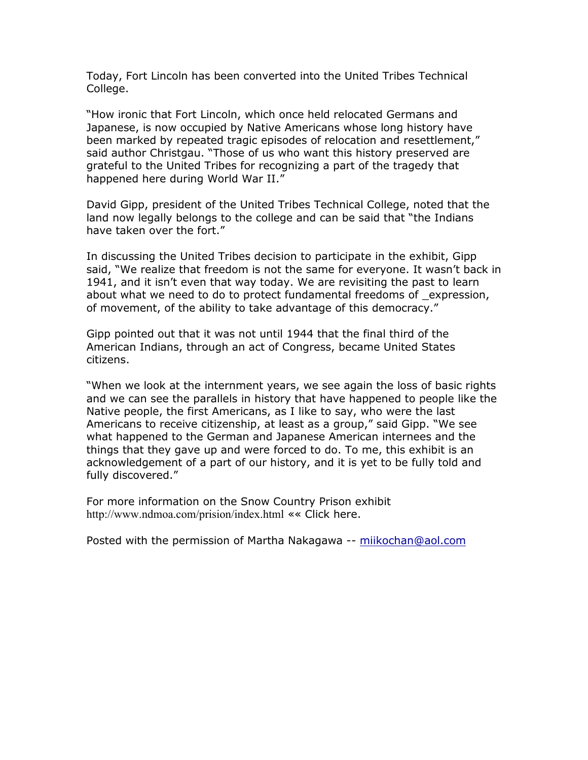Today, Fort Lincoln has been converted into the United Tribes Technical College.

"How ironic that Fort Lincoln, which once held relocated Germans and Japanese, is now occupied by Native Americans whose long history have been marked by repeated tragic episodes of relocation and resettlement," said author Christgau. "Those of us who want this history preserved are grateful to the United Tribes for recognizing a part of the tragedy that happened here during World War II."

David Gipp, president of the United Tribes Technical College, noted that the land now legally belongs to the college and can be said that "the Indians have taken over the fort."

In discussing the United Tribes decision to participate in the exhibit, Gipp said, "We realize that freedom is not the same for everyone. It wasn't back in 1941, and it isn't even that way today. We are revisiting the past to learn about what we need to do to protect fundamental freedoms of _expression, of movement, of the ability to take advantage of this democracy."

Gipp pointed out that it was not until 1944 that the final third of the American Indians, through an act of Congress, became United States citizens.

"When we look at the internment years, we see again the loss of basic rights and we can see the parallels in history that have happened to people like the Native people, the first Americans, as I like to say, who were the last Americans to receive citizenship, at least as a group," said Gipp. "We see what happened to the German and Japanese American internees and the things that they gave up and were forced to do. To me, this exhibit is an acknowledgement of a part of our history, and it is yet to be fully told and fully discovered."

For more information on the Snow Country Prison exhibit http://www.ndmoa.com/prision/index.html «« Click here.

Posted with the permission of Martha Nakagawa -- miikochan@aol.com